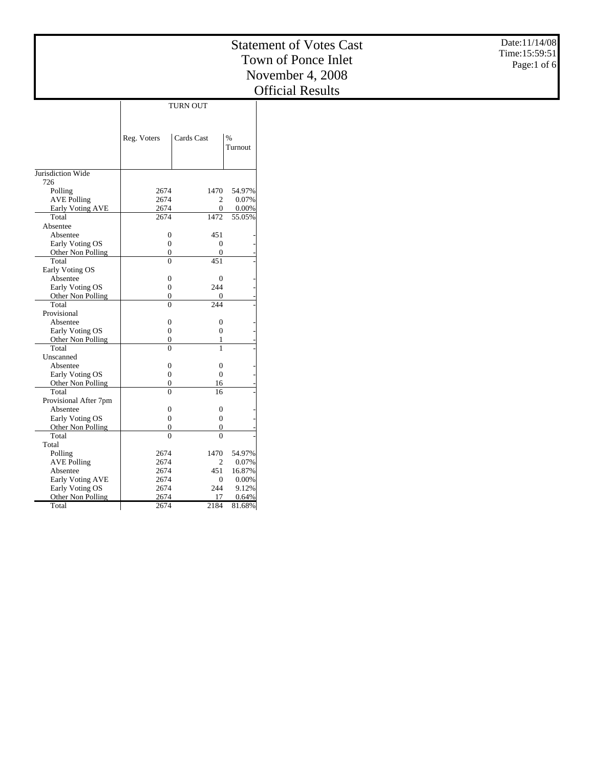# Statement of Votes Cast
# Town of Ponce Inlet
# November 4, 2008
# Official Results

Date:11/14/08
Time:15:59:51

| | TURN OUT | | |
|---|---|---|---|
| | Reg. Voters | Cards Cast | % Turnout |
| Jurisdiction Wide | | | |
| 726 | | | |
| Polling | 2674 | 1470 | 54.97% |
| AVE Polling | 2674 | 2 | 0.07% |
| Early Voting AVE | 2674 | 0 | 0.00% |
| Total | 2674 | 1472 | 55.05% |
| Absentee | | | |
| Absentee | 0 | 451 | - |
| Early Voting OS | 0 | 0 | - |
| Other Non Polling | 0 | 0 | - |
| Total | 0 | 451 | - |
| Early Voting OS | | | |
| Absentee | 0 | 0 | - |
| Early Voting OS | 0 | 244 | - |
| Other Non Polling | 0 | 0 | - |
| Total | 0 | 244 | - |
| Provisional | | | |
| Absentee | 0 | 0 | - |
| Early Voting OS | 0 | 0 | - |
| Other Non Polling | 0 | 1 | - |
| Total | 0 | 1 | - |
| Unscanned | | | |
| Absentee | 0 | 0 | - |
| Early Voting OS | 0 | 0 | - |
| Other Non Polling | 0 | 16 | - |
| Total | 0 | 16 | - |
| Provisional After 7pm | | | |
| Absentee | 0 | 0 | - |
| Early Voting OS | 0 | 0 | - |
| Other Non Polling | 0 | 0 | - |
| Total | 0 | 0 | - |
| Total | | | |
| Polling | 2674 | 1470 | 54.97% |
| AVE Polling | 2674 | 2 | 0.07% |
| Absentee | 2674 | 451 | 16.87% |
| Early Voting AVE | 2674 | 0 | 0.00% |
| Early Voting OS | 2674 | 244 | 9.12% |
| Other Non Polling | 2674 | 17 | 0.64% |
| Total | 2674 | 2184 | 81.68% |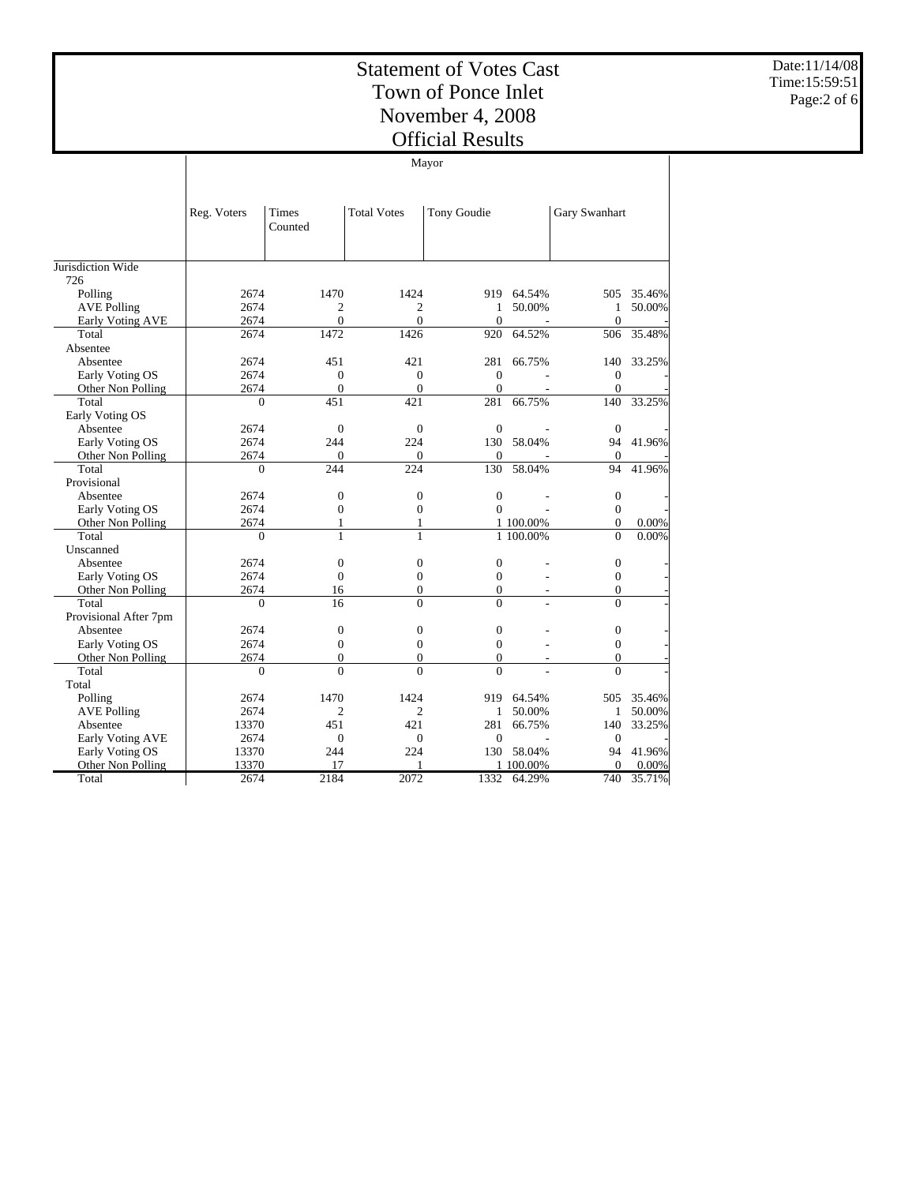# Statement of Votes Cast
# Town of Ponce Inlet
# November 4, 2008
# Official Results

Date:11/14/08
Time:15:59:51

| | Mayor | | | | | | |
|---|---|---|---|---|---|---|---|
| | Reg. Voters | Times Counted | Total Votes | Tony Goudie | | Gary Swanhart | |
| **Jurisdiction Wide** | | | | | | | |
| 726 | | | | | | | |
| Polling | 2674 | 1470 | 1424 | 919 | 64.54% | 505 | 35.46% |
| AVE Polling | 2674 | 2 | 2 | 1 | 50.00% | 1 | 50.00% |
| Early Voting AVE | 2674 | 0 | 0 | 0 | - | 0 | - |
| Total | 2674 | 1472 | 1426 | 920 | 64.52% | 506 | 35.48% |
| Absentee | | | | | | | |
| Absentee | 2674 | 451 | 421 | 281 | 66.75% | 140 | 33.25% |
| Early Voting OS | 2674 | 0 | 0 | 0 | - | 0 | - |
| Other Non Polling | 2674 | 0 | 0 | 0 | - | 0 | - |
| Total | 0 | 451 | 421 | 281 | 66.75% | 140 | 33.25% |
| Early Voting OS | | | | | | | |
| Absentee | 2674 | 0 | 0 | 0 | - | 0 | - |
| Early Voting OS | 2674 | 244 | 224 | 130 | 58.04% | 94 | 41.96% |
| Other Non Polling | 2674 | 0 | 0 | 0 | - | 0 | - |
| Total | 0 | 244 | 224 | 130 | 58.04% | 94 | 41.96% |
| Provisional | | | | | | | |
| Absentee | 2674 | 0 | 0 | 0 | - | 0 | - |
| Early Voting OS | 2674 | 0 | 0 | 0 | - | 0 | - |
| Other Non Polling | 2674 | 1 | 1 | 1 | 100.00% | 0 | 0.00% |
| Total | 0 | 1 | 1 | 1 | 100.00% | 0 | 0.00% |
| Unscanned | | | | | | | |
| Absentee | 2674 | 0 | 0 | 0 | - | 0 | - |
| Early Voting OS | 2674 | 0 | 0 | 0 | - | 0 | - |
| Other Non Polling | 2674 | 16 | 0 | 0 | - | 0 | - |
| Total | 0 | 16 | 0 | 0 | - | 0 | - |
| Provisional After 7pm | | | | | | | |
| Absentee | 2674 | 0 | 0 | 0 | - | 0 | - |
| Early Voting OS | 2674 | 0 | 0 | 0 | - | 0 | - |
| Other Non Polling | 2674 | 0 | 0 | 0 | - | 0 | - |
| Total | 0 | 0 | 0 | 0 | - | 0 | - |
| Total | | | | | | | |
| Polling | 2674 | 1470 | 1424 | 919 | 64.54% | 505 | 35.46% |
| AVE Polling | 2674 | 2 | 2 | 1 | 50.00% | 1 | 50.00% |
| Absentee | 13370 | 451 | 421 | 281 | 66.75% | 140 | 33.25% |
| Early Voting AVE | 2674 | 0 | 0 | 0 | - | 0 | - |
| Early Voting OS | 13370 | 244 | 224 | 130 | 58.04% | 94 | 41.96% |
| Other Non Polling | 13370 | 17 | 1 | 1 | 100.00% | 0 | 0.00% |
| Total | 2674 | 2184 | 2072 | 1332 | 64.29% | 740 | 35.71% |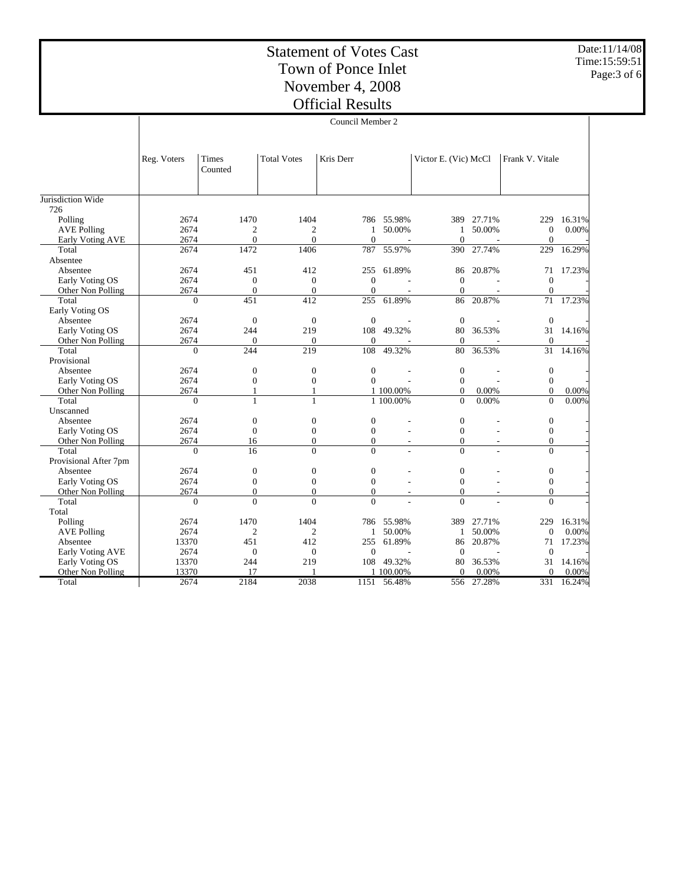# Statement of Votes Cast
# Town of Ponce Inlet
# November 4, 2008
# Official Results

Date:11/14/08
Time:15:59:51

## Council Member 2

| | Reg. Voters | Times Counted | Total Votes | Kris Derr | | Victor E. (Vic) McCl | | Frank V. Vitale | |
|---|---|---|---|---|---|---|---|---|---|
| **Jurisdiction Wide** | | | | | | | | | |
| 726 | | | | | | | | | |
| Polling | 2674 | 1470 | 1404 | 786 | 55.98% | 389 | 27.71% | 229 | 16.31% |
| AVE Polling | 2674 | 2 | 2 | 1 | 50.00% | 1 | 50.00% | 0 | 0.00% |
| Early Voting AVE | 2674 | 0 | 0 | 0 | - | 0 | - | 0 | - |
| Total | 2674 | 1472 | 1406 | 787 | 55.97% | 390 | 27.74% | 229 | 16.29% |
| Absentee | | | | | | | | | |
| Absentee | 2674 | 451 | 412 | 255 | 61.89% | 86 | 20.87% | 71 | 17.23% |
| Early Voting OS | 2674 | 0 | 0 | 0 | - | 0 | - | 0 | - |
| Other Non Polling | 2674 | 0 | 0 | 0 | - | 0 | - | 0 | - |
| Total | 0 | 451 | 412 | 255 | 61.89% | 86 | 20.87% | 71 | 17.23% |
| Early Voting OS | | | | | | | | | |
| Absentee | 2674 | 0 | 0 | 0 | - | 0 | - | 0 | - |
| Early Voting OS | 2674 | 244 | 219 | 108 | 49.32% | 80 | 36.53% | 31 | 14.16% |
| Other Non Polling | 2674 | 0 | 0 | 0 | - | 0 | - | 0 | - |
| Total | 0 | 244 | 219 | 108 | 49.32% | 80 | 36.53% | 31 | 14.16% |
| Provisional | | | | | | | | | |
| Absentee | 2674 | 0 | 0 | 0 | - | 0 | - | 0 | - |
| Early Voting OS | 2674 | 0 | 0 | 0 | - | 0 | - | 0 | - |
| Other Non Polling | 2674 | 1 | 1 | 1 | 100.00% | 0 | 0.00% | 0 | 0.00% |
| Total | 0 | 1 | 1 | 1 | 100.00% | 0 | 0.00% | 0 | 0.00% |
| Unscanned | | | | | | | | | |
| Absentee | 2674 | 0 | 0 | 0 | - | 0 | - | 0 | - |
| Early Voting OS | 2674 | 0 | 0 | 0 | - | 0 | - | 0 | - |
| Other Non Polling | 2674 | 16 | 0 | 0 | - | 0 | - | 0 | - |
| Total | 0 | 16 | 0 | 0 | - | 0 | - | 0 | - |
| Provisional After 7pm | | | | | | | | | |
| Absentee | 2674 | 0 | 0 | 0 | - | 0 | - | 0 | - |
| Early Voting OS | 2674 | 0 | 0 | 0 | - | 0 | - | 0 | - |
| Other Non Polling | 2674 | 0 | 0 | 0 | - | 0 | - | 0 | - |
| Total | 0 | 0 | 0 | 0 | - | 0 | - | 0 | - |
| **Total** | | | | | | | | | |
| Polling | 2674 | 1470 | 1404 | 786 | 55.98% | 389 | 27.71% | 229 | 16.31% |
| AVE Polling | 2674 | 2 | 2 | 1 | 50.00% | 1 | 50.00% | 0 | 0.00% |
| Absentee | 13370 | 451 | 412 | 255 | 61.89% | 86 | 20.87% | 71 | 17.23% |
| Early Voting AVE | 2674 | 0 | 0 | 0 | - | 0 | - | 0 | - |
| Early Voting OS | 13370 | 244 | 219 | 108 | 49.32% | 80 | 36.53% | 31 | 14.16% |
| Other Non Polling | 13370 | 17 | 1 | 1 | 100.00% | 0 | 0.00% | 0 | 0.00% |
| Total | 2674 | 2184 | 2038 | 1151 | 56.48% | 556 | 27.28% | 331 | 16.24% |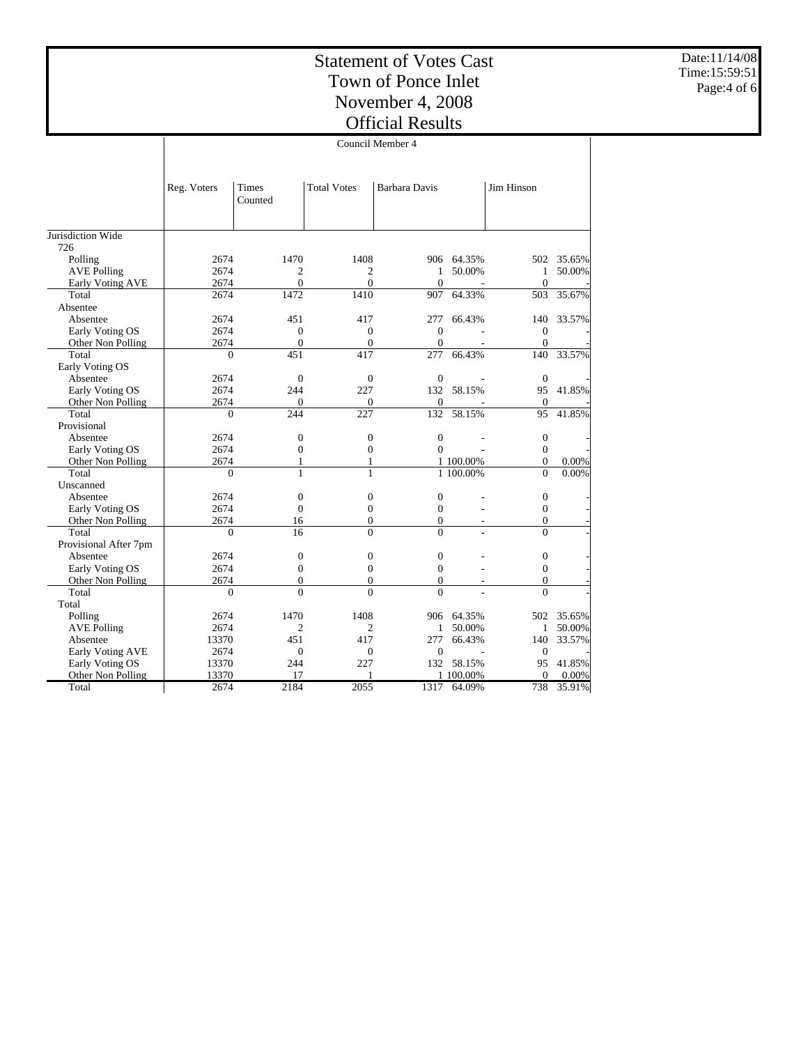# Statement of Votes Cast
# Town of Ponce Inlet
# November 4, 2008
# Official Results

Date:11/14/08
Time:15:59:51

Council Member 4

| | Reg. Voters | Times Counted | Total Votes | Barbara Davis | | Jim Hinson | |
|---|---|---|---|---|---|---|---|
| Jurisdiction Wide | | | | | | | |
| 726 | | | | | | | |
| Polling | 2674 | 1470 | 1408 | 906 | 64.35% | 502 | 35.65% |
| AVE Polling | 2674 | 2 | 2 | 1 | 50.00% | 1 | 50.00% |
| Early Voting AVE | 2674 | 0 | 0 | 0 | - | 0 | - |
| Total | 2674 | 1472 | 1410 | 907 | 64.33% | 503 | 35.67% |
| Absentee | | | | | | | |
| Absentee | 2674 | 451 | 417 | 277 | 66.43% | 140 | 33.57% |
| Early Voting OS | 2674 | 0 | 0 | 0 | - | 0 | - |
| Other Non Polling | 2674 | 0 | 0 | 0 | - | 0 | - |
| Total | 0 | 451 | 417 | 277 | 66.43% | 140 | 33.57% |
| Early Voting OS | | | | | | | |
| Absentee | 2674 | 0 | 0 | 0 | - | 0 | - |
| Early Voting OS | 2674 | 244 | 227 | 132 | 58.15% | 95 | 41.85% |
| Other Non Polling | 2674 | 0 | 0 | 0 | - | 0 | - |
| Total | 0 | 244 | 227 | 132 | 58.15% | 95 | 41.85% |
| Provisional | | | | | | | |
| Absentee | 2674 | 0 | 0 | 0 | - | 0 | - |
| Early Voting OS | 2674 | 0 | 0 | 0 | - | 0 | - |
| Other Non Polling | 2674 | 1 | 1 | 1 | 100.00% | 0 | 0.00% |
| Total | 0 | 1 | 1 | 1 | 100.00% | 0 | 0.00% |
| Unscanned | | | | | | | |
| Absentee | 2674 | 0 | 0 | 0 | - | 0 | - |
| Early Voting OS | 2674 | 0 | 0 | 0 | - | 0 | - |
| Other Non Polling | 2674 | 16 | 0 | 0 | - | 0 | - |
| Total | 0 | 16 | 0 | 0 | - | 0 | - |
| Provisional After 7pm | | | | | | | |
| Absentee | 2674 | 0 | 0 | 0 | - | 0 | - |
| Early Voting OS | 2674 | 0 | 0 | 0 | - | 0 | - |
| Other Non Polling | 2674 | 0 | 0 | 0 | - | 0 | - |
| Total | 0 | 0 | 0 | 0 | - | 0 | - |
| Total | | | | | | | |
| Polling | 2674 | 1470 | 1408 | 906 | 64.35% | 502 | 35.65% |
| AVE Polling | 2674 | 2 | 2 | 1 | 50.00% | 1 | 50.00% |
| Absentee | 13370 | 451 | 417 | 277 | 66.43% | 140 | 33.57% |
| Early Voting AVE | 2674 | 0 | 0 | 0 | - | 0 | - |
| Early Voting OS | 13370 | 244 | 227 | 132 | 58.15% | 95 | 41.85% |
| Other Non Polling | 13370 | 17 | 1 | 1 | 100.00% | 0 | 0.00% |
| Total | 2674 | 2184 | 2055 | 1317 | 64.09% | 738 | 35.91% |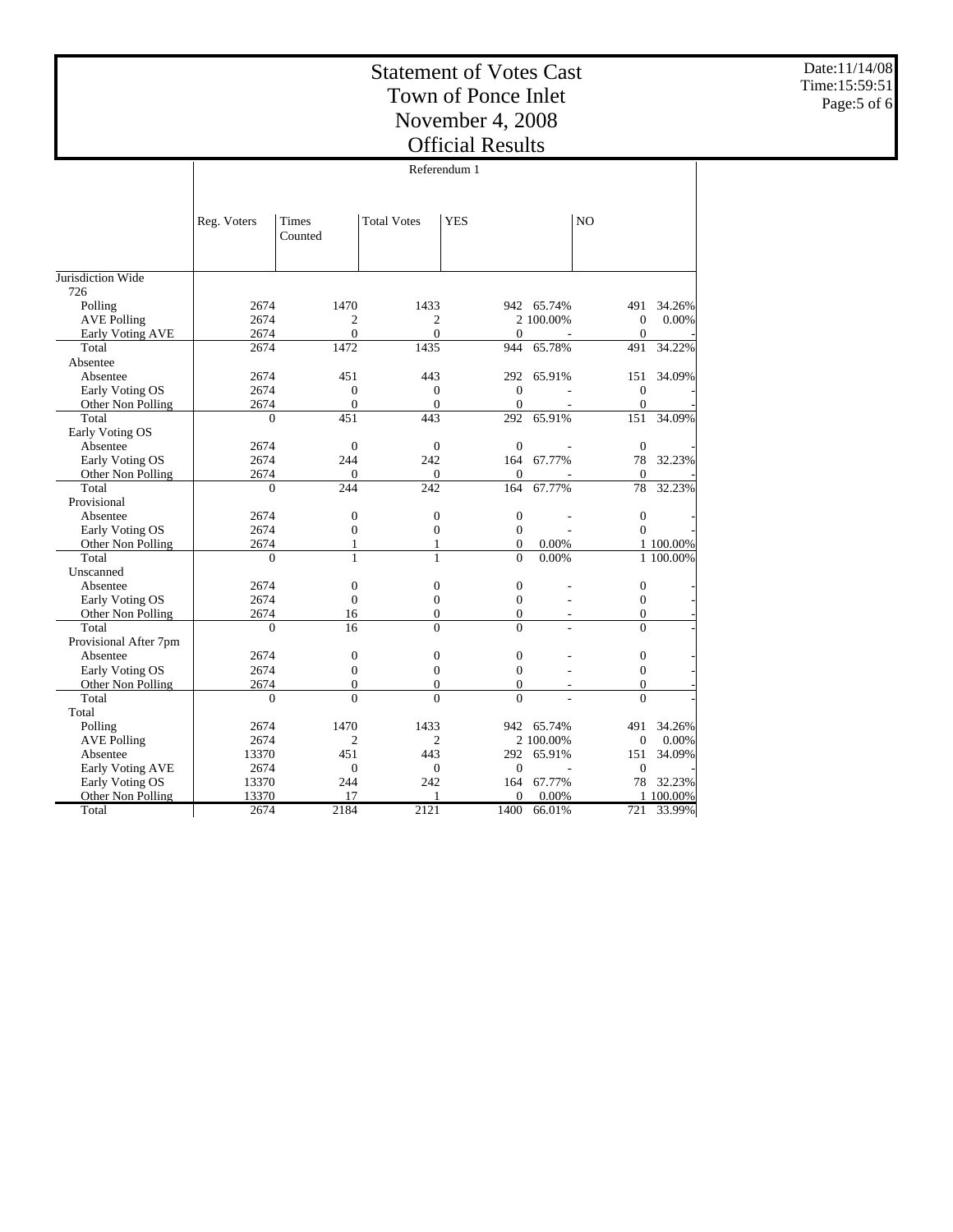# Statement of Votes Cast
# Town of Ponce Inlet
# November 4, 2008
# Official Results

Date:11/14/08
Time:15:59:51

**Referendum 1**

| | Reg. Voters | Times Counted | Total Votes | YES | | NO | |
|---|---|---|---|---|---|---|---|
| Jurisdiction Wide | | | | | | | |
| 726 | | | | | | | |
| Polling | 2674 | 1470 | 1433 | 942 | 65.74% | 491 | 34.26% |
| AVE Polling | 2674 | 2 | 2 | 2 | 100.00% | 0 | 0.00% |
| Early Voting AVE | 2674 | 0 | 0 | 0 | - | 0 | - |
| Total | 2674 | 1472 | 1435 | 944 | 65.78% | 491 | 34.22% |
| Absentee | | | | | | | |
| Absentee | 2674 | 451 | 443 | 292 | 65.91% | 151 | 34.09% |
| Early Voting OS | 2674 | 0 | 0 | 0 | - | 0 | - |
| Other Non Polling | 2674 | 0 | 0 | 0 | - | 0 | - |
| Total | 0 | 451 | 443 | 292 | 65.91% | 151 | 34.09% |
| Early Voting OS | | | | | | | |
| Absentee | 2674 | 0 | 0 | 0 | - | 0 | - |
| Early Voting OS | 2674 | 244 | 242 | 164 | 67.77% | 78 | 32.23% |
| Other Non Polling | 2674 | 0 | 0 | 0 | - | 0 | - |
| Total | 0 | 244 | 242 | 164 | 67.77% | 78 | 32.23% |
| Provisional | | | | | | | |
| Absentee | 2674 | 0 | 0 | 0 | - | 0 | - |
| Early Voting OS | 2674 | 0 | 0 | 0 | - | 0 | - |
| Other Non Polling | 2674 | 1 | 1 | 0 | 0.00% | 1 | 100.00% |
| Total | 0 | 1 | 1 | 0 | 0.00% | 1 | 100.00% |
| Unscanned | | | | | | | |
| Absentee | 2674 | 0 | 0 | 0 | - | 0 | - |
| Early Voting OS | 2674 | 0 | 0 | 0 | - | 0 | - |
| Other Non Polling | 2674 | 16 | 0 | 0 | - | 0 | - |
| Total | 0 | 16 | 0 | 0 | - | 0 | - |
| Provisional After 7pm | | | | | | | |
| Absentee | 2674 | 0 | 0 | 0 | - | 0 | - |
| Early Voting OS | 2674 | 0 | 0 | 0 | - | 0 | - |
| Other Non Polling | 2674 | 0 | 0 | 0 | - | 0 | - |
| Total | 0 | 0 | 0 | 0 | - | 0 | - |
| Total | | | | | | | |
| Polling | 2674 | 1470 | 1433 | 942 | 65.74% | 491 | 34.26% |
| AVE Polling | 2674 | 2 | 2 | 2 | 100.00% | 0 | 0.00% |
| Absentee | 13370 | 451 | 443 | 292 | 65.91% | 151 | 34.09% |
| Early Voting AVE | 2674 | 0 | 0 | 0 | - | 0 | - |
| Early Voting OS | 13370 | 244 | 242 | 164 | 67.77% | 78 | 32.23% |
| Other Non Polling | 13370 | 17 | 1 | 0 | 0.00% | 1 | 100.00% |
| Total | 2674 | 2184 | 2121 | 1400 | 66.01% | 721 | 33.99% |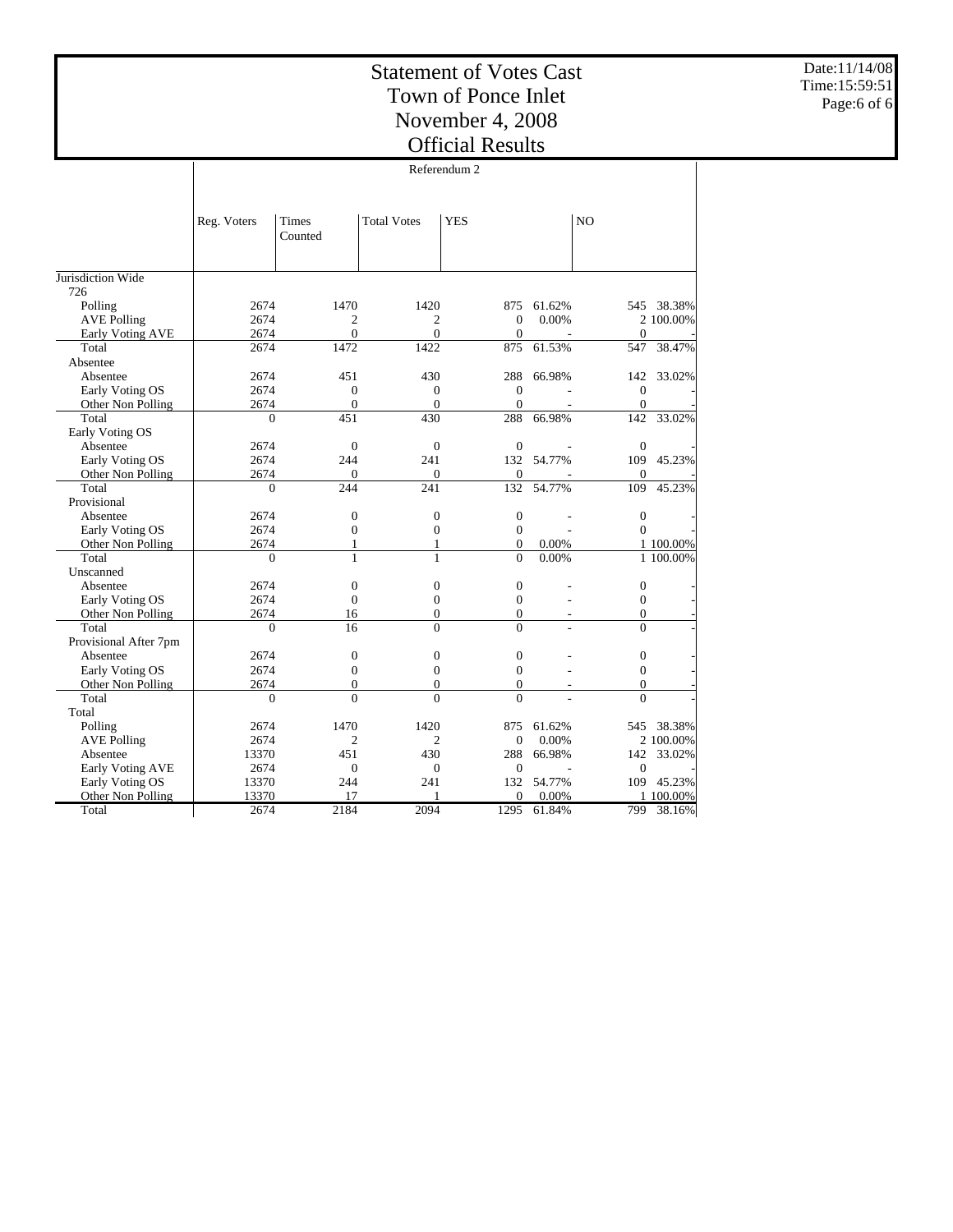# Statement of Votes Cast
# Town of Ponce Inlet
# November 4, 2008
# Official Results

Date:11/14/08
Time:15:59:51

**Referendum 2**

| | Reg. Voters | Times Counted | Total Votes | YES | | NO | |
|---|---|---|---|---|---|---|---|
| Jurisdiction Wide | | | | | | | |
| 726 | | | | | | | |
| Polling | 2674 | 1470 | 1420 | 875 | 61.62% | 545 | 38.38% |
| AVE Polling | 2674 | 2 | 2 | 0 | 0.00% | 2 | 100.00% |
| Early Voting AVE | 2674 | 0 | 0 | 0 | - | 0 | - |
| Total | 2674 | 1472 | 1422 | 875 | 61.53% | 547 | 38.47% |
| Absentee | | | | | | | |
| Absentee | 2674 | 451 | 430 | 288 | 66.98% | 142 | 33.02% |
| Early Voting OS | 2674 | 0 | 0 | 0 | - | 0 | - |
| Other Non Polling | 2674 | 0 | 0 | 0 | - | 0 | - |
| Total | 0 | 451 | 430 | 288 | 66.98% | 142 | 33.02% |
| Early Voting OS | | | | | | | |
| Absentee | 2674 | 0 | 0 | 0 | - | 0 | - |
| Early Voting OS | 2674 | 244 | 241 | 132 | 54.77% | 109 | 45.23% |
| Other Non Polling | 2674 | 0 | 0 | 0 | - | 0 | - |
| Total | 0 | 244 | 241 | 132 | 54.77% | 109 | 45.23% |
| Provisional | | | | | | | |
| Absentee | 2674 | 0 | 0 | 0 | - | 0 | - |
| Early Voting OS | 2674 | 0 | 0 | 0 | - | 0 | - |
| Other Non Polling | 2674 | 1 | 1 | 0 | 0.00% | 1 | 100.00% |
| Total | 0 | 1 | 1 | 0 | 0.00% | 1 | 100.00% |
| Unscanned | | | | | | | |
| Absentee | 2674 | 0 | 0 | 0 | - | 0 | - |
| Early Voting OS | 2674 | 0 | 0 | 0 | - | 0 | - |
| Other Non Polling | 2674 | 16 | 0 | 0 | - | 0 | - |
| Total | 0 | 16 | 0 | 0 | - | 0 | - |
| Provisional After 7pm | | | | | | | |
| Absentee | 2674 | 0 | 0 | 0 | - | 0 | - |
| Early Voting OS | 2674 | 0 | 0 | 0 | - | 0 | - |
| Other Non Polling | 2674 | 0 | 0 | 0 | - | 0 | - |
| Total | 0 | 0 | 0 | 0 | - | 0 | - |
| Total | | | | | | | |
| Polling | 2674 | 1470 | 1420 | 875 | 61.62% | 545 | 38.38% |
| AVE Polling | 2674 | 2 | 2 | 0 | 0.00% | 2 | 100.00% |
| Absentee | 13370 | 451 | 430 | 288 | 66.98% | 142 | 33.02% |
| Early Voting AVE | 2674 | 0 | 0 | 0 | - | 0 | - |
| Early Voting OS | 13370 | 244 | 241 | 132 | 54.77% | 109 | 45.23% |
| Other Non Polling | 13370 | 17 | 1 | 0 | 0.00% | 1 | 100.00% |
| Total | 2674 | 2184 | 2094 | 1295 | 61.84% | 799 | 38.16% |